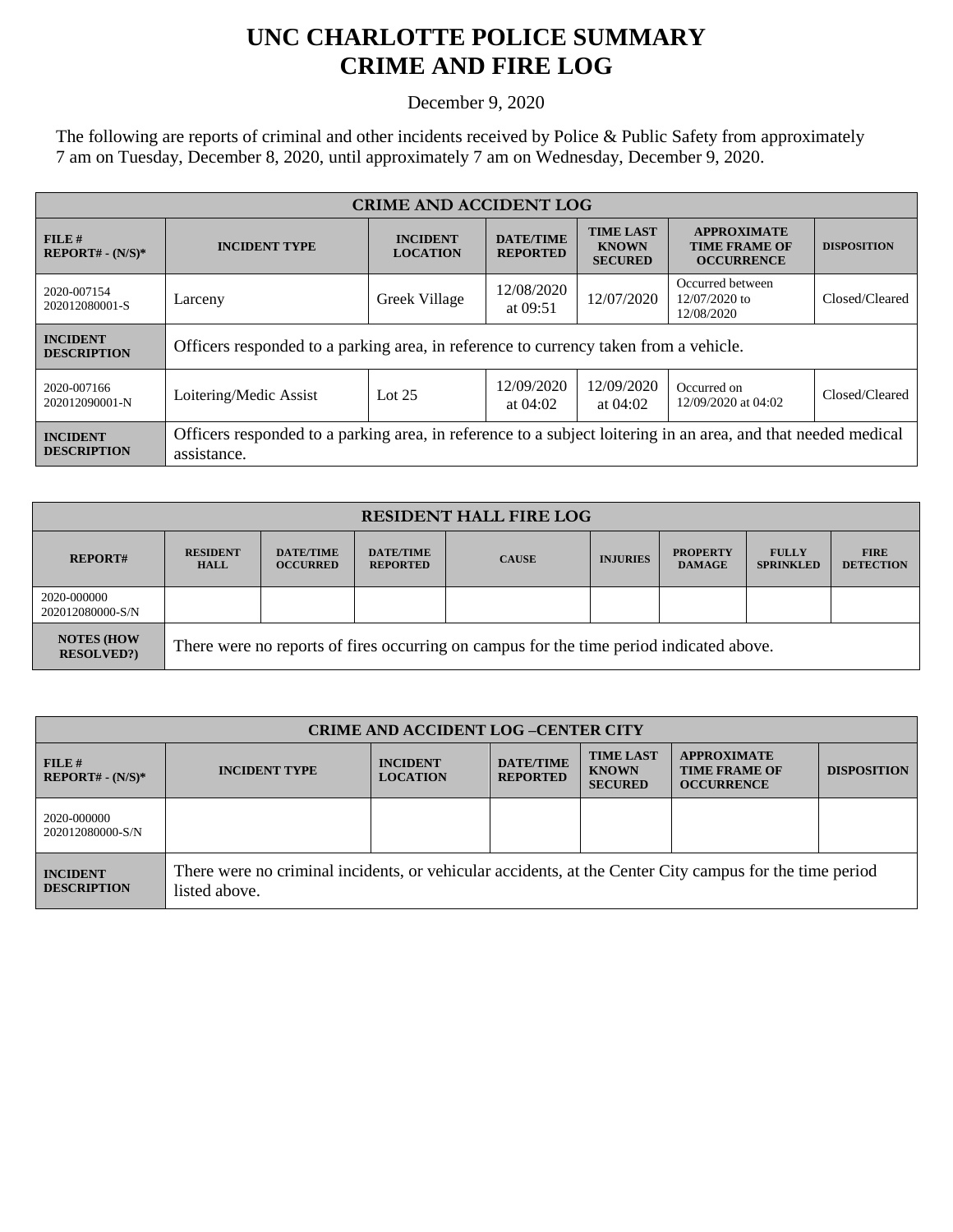# UNC CHARLOTTE POLICE SUMMARY
# CRIME AND FIRE LOG

December 9, 2020

The following are reports of criminal and other incidents received by Police & Public Safety from approximately 7 am on Tuesday, December 8, 2020, until approximately 7 am on Wednesday, December 9, 2020.

| CRIME AND ACCIDENT LOG | | | | | | |
|---|---|---|---|---|---|---|
| **FILE # REPORT# - (N/S)*** | **INCIDENT TYPE** | **INCIDENT LOCATION** | **DATE/TIME REPORTED** | **TIME LAST KNOWN SECURED** | **APPROXIMATE TIME FRAME OF OCCURRENCE** | **DISPOSITION** |
| 2020-007154 202012080001-S | Larceny | Greek Village | 12/08/2020 at 09:51 | 12/07/2020 | Occurred between 12/07/2020 to 12/08/2020 | Closed/Cleared |
| **INCIDENT DESCRIPTION** | Officers responded to a parking area, in reference to currency taken from a vehicle. | | | | | |
| 2020-007166 202012090001-N | Loitering/Medic Assist | Lot 25 | 12/09/2020 at 04:02 | 12/09/2020 at 04:02 | Occurred on 12/09/2020 at 04:02 | Closed/Cleared |
| **INCIDENT DESCRIPTION** | Officers responded to a parking area, in reference to a subject loitering in an area, and that needed medical assistance. | | | | | |

| RESIDENT HALL FIRE LOG | | | | | | | | |
|---|---|---|---|---|---|---|---|---|
| **REPORT#** | **RESIDENT HALL** | **DATE/TIME OCCURRED** | **DATE/TIME REPORTED** | **CAUSE** | **INJURIES** | **PROPERTY DAMAGE** | **FULLY SPRINKLED** | **FIRE DETECTION** |
| 2020-000000 202012080000-S/N | | | | | | | | |
| **NOTES (HOW RESOLVED?)** | There were no reports of fires occurring on campus for the time period indicated above. | | | | | | | |

| CRIME AND ACCIDENT LOG –CENTER CITY | | | | | | |
|---|---|---|---|---|---|---|
| **FILE # REPORT# - (N/S)*** | **INCIDENT TYPE** | **INCIDENT LOCATION** | **DATE/TIME REPORTED** | **TIME LAST KNOWN SECURED** | **APPROXIMATE TIME FRAME OF OCCURRENCE** | **DISPOSITION** |
| 2020-000000 202012080000-S/N | | | | | | |
| **INCIDENT DESCRIPTION** | There were no criminal incidents, or vehicular accidents, at the Center City campus for the time period listed above. | | | | | |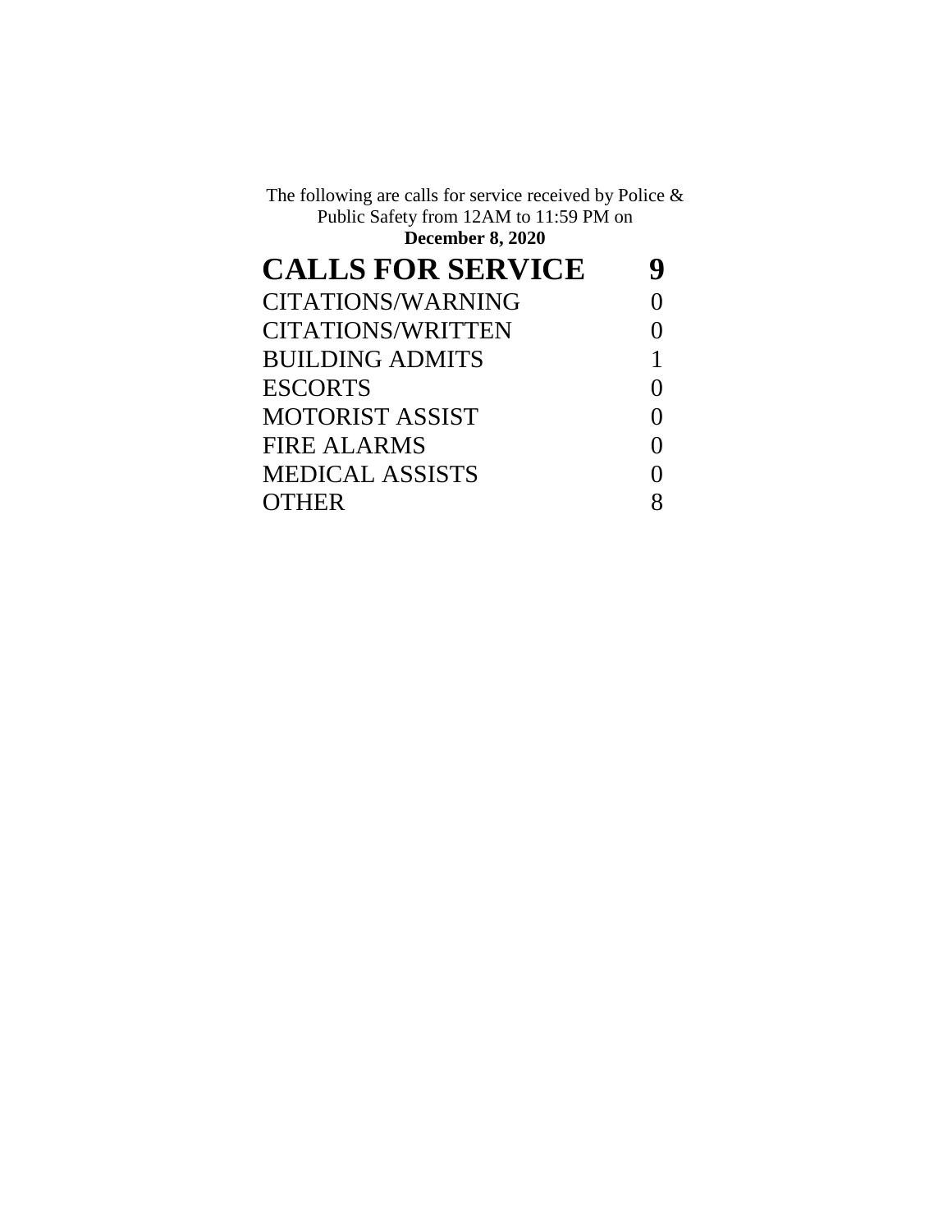The following are calls for service received by Police & Public Safety from 12AM to 11:59 PM on

**December 8, 2020**

| | |
|---|---|
| **CALLS FOR SERVICE** | **9** |
| CITATIONS/WARNING | 0 |
| CITATIONS/WRITTEN | 0 |
| BUILDING ADMITS | 1 |
| ESCORTS | 0 |
| MOTORIST ASSIST | 0 |
| FIRE ALARMS | 0 |
| MEDICAL ASSISTS | 0 |
| OTHER | 8 |